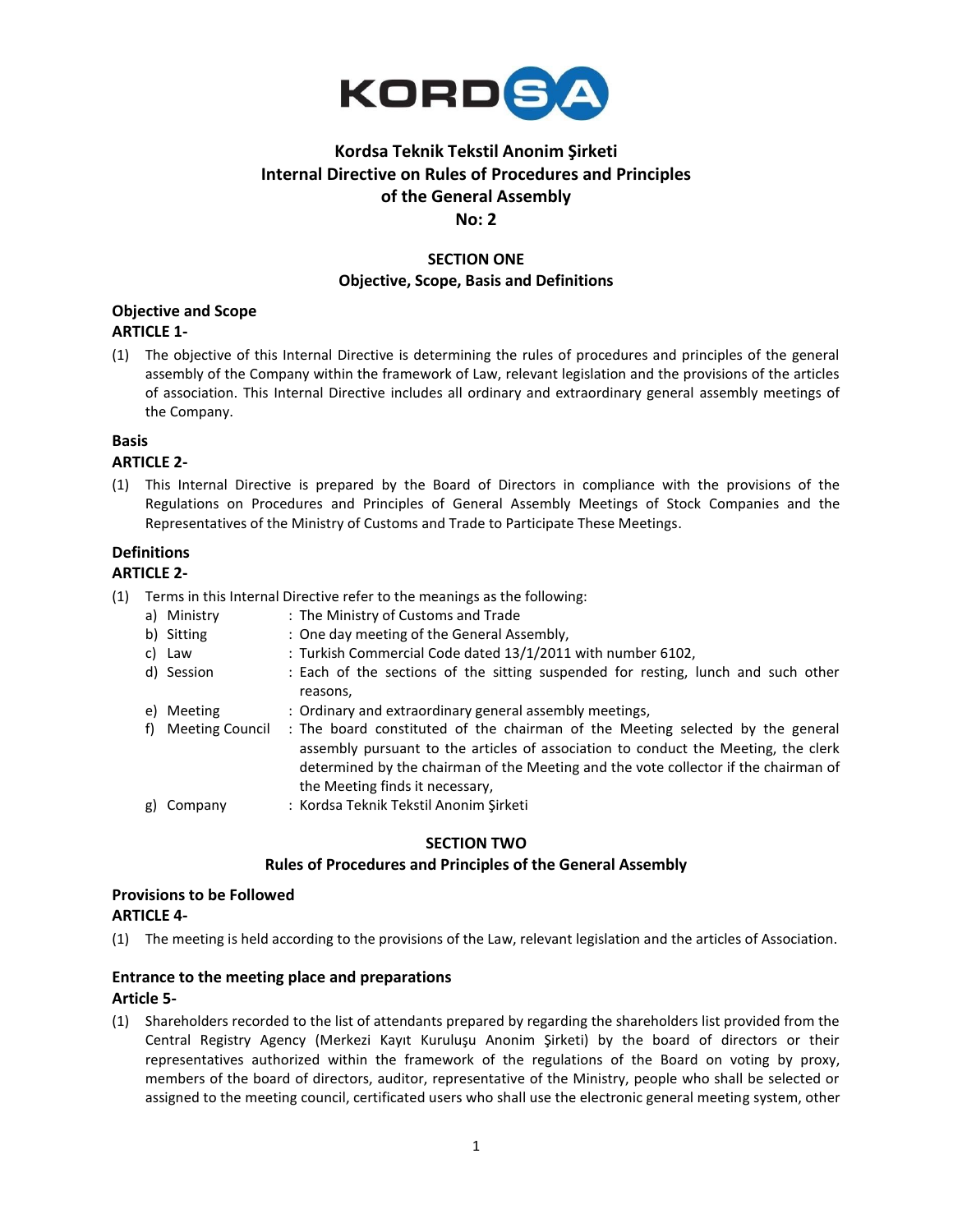# Kordsa Teknik Tekstil Anonim Şirketi
# Internal Directive on Rules of Procedures and Principles of the General Assembly
# No: 2

## SECTION ONE
## Objective, Scope, Basis and Definitions

### Objective and Scope
**ARTICLE 1-**

(1) The objective of this Internal Directive is determining the rules of procedures and principles of the general assembly of the Company within the framework of Law, relevant legislation and the provisions of the articles of association. This Internal Directive includes all ordinary and extraordinary general assembly meetings of the Company.

### Basis
**ARTICLE 2-**

(1) This Internal Directive is prepared by the Board of Directors in compliance with the provisions of the Regulations on Procedures and Principles of General Assembly Meetings of Stock Companies and the Representatives of the Ministry of Customs and Trade to Participate These Meetings.

### Definitions
**ARTICLE 2-**

(1) Terms in this Internal Directive refer to the meanings as the following:

a) Ministry : The Ministry of Customs and Trade

b) Sitting : One day meeting of the General Assembly,

c) Law : Turkish Commercial Code dated 13/1/2011 with number 6102,

d) Session : Each of the sections of the sitting suspended for resting, lunch and such other reasons,

e) Meeting : Ordinary and extraordinary general assembly meetings,

f) Meeting Council : The board constituted of the chairman of the Meeting selected by the general assembly pursuant to the articles of association to conduct the Meeting, the clerk determined by the chairman of the Meeting and the vote collector if the chairman of the Meeting finds it necessary,

g) Company : Kordsa Teknik Tekstil Anonim Şirketi

## SECTION TWO
## Rules of Procedures and Principles of the General Assembly

### Provisions to be Followed
**ARTICLE 4-**

(1) The meeting is held according to the provisions of the Law, relevant legislation and the articles of Association.

### Entrance to the meeting place and preparations
**Article 5-**

(1) Shareholders recorded to the list of attendants prepared by regarding the shareholders list provided from the Central Registry Agency (Merkezi Kayıt Kuruluşu Anonim Şirketi) by the board of directors or their representatives authorized within the framework of the regulations of the Board on voting by proxy, members of the board of directors, auditor, representative of the Ministry, people who shall be selected or assigned to the meeting council, certificated users who shall use the electronic general meeting system, other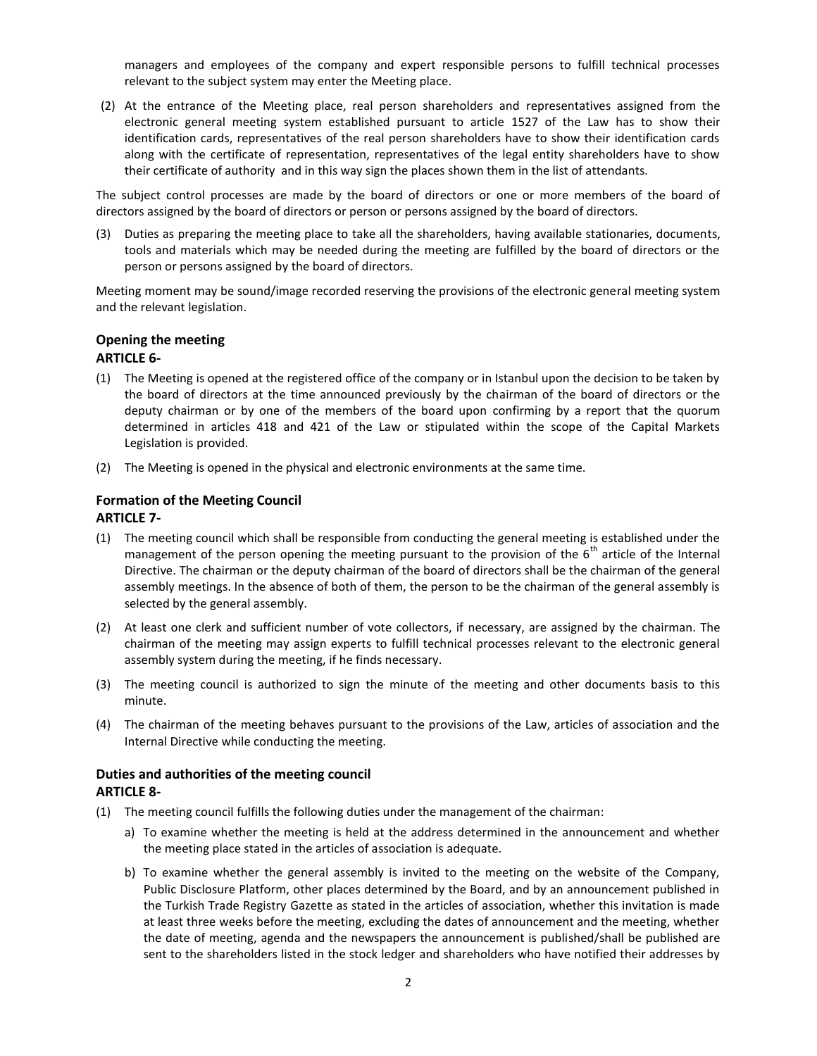managers and employees of the company and expert responsible persons to fulfill technical processes relevant to the subject system may enter the Meeting place.

(2) At the entrance of the Meeting place, real person shareholders and representatives assigned from the electronic general meeting system established pursuant to article 1527 of the Law has to show their identification cards, representatives of the real person shareholders have to show their identification cards along with the certificate of representation, representatives of the legal entity shareholders have to show their certificate of authority and in this way sign the places shown them in the list of attendants.

The subject control processes are made by the board of directors or one or more members of the board of directors assigned by the board of directors or person or persons assigned by the board of directors.

(3) Duties as preparing the meeting place to take all the shareholders, having available stationaries, documents, tools and materials which may be needed during the meeting are fulfilled by the board of directors or the person or persons assigned by the board of directors.

Meeting moment may be sound/image recorded reserving the provisions of the electronic general meeting system and the relevant legislation.

### Opening the meeting
### ARTICLE 6-

(1) The Meeting is opened at the registered office of the company or in Istanbul upon the decision to be taken by the board of directors at the time announced previously by the chairman of the board of directors or the deputy chairman or by one of the members of the board upon confirming by a report that the quorum determined in articles 418 and 421 of the Law or stipulated within the scope of the Capital Markets Legislation is provided.

(2) The Meeting is opened in the physical and electronic environments at the same time.

### Formation of the Meeting Council
### ARTICLE 7-

(1) The meeting council which shall be responsible from conducting the general meeting is established under the management of the person opening the meeting pursuant to the provision of the 6th article of the Internal Directive. The chairman or the deputy chairman of the board of directors shall be the chairman of the general assembly meetings. In the absence of both of them, the person to be the chairman of the general assembly is selected by the general assembly.

(2) At least one clerk and sufficient number of vote collectors, if necessary, are assigned by the chairman. The chairman of the meeting may assign experts to fulfill technical processes relevant to the electronic general assembly system during the meeting, if he finds necessary.

(3) The meeting council is authorized to sign the minute of the meeting and other documents basis to this minute.

(4) The chairman of the meeting behaves pursuant to the provisions of the Law, articles of association and the Internal Directive while conducting the meeting.

### Duties and authorities of the meeting council
### ARTICLE 8-

(1) The meeting council fulfills the following duties under the management of the chairman:

a) To examine whether the meeting is held at the address determined in the announcement and whether the meeting place stated in the articles of association is adequate.

b) To examine whether the general assembly is invited to the meeting on the website of the Company, Public Disclosure Platform, other places determined by the Board, and by an announcement published in the Turkish Trade Registry Gazette as stated in the articles of association, whether this invitation is made at least three weeks before the meeting, excluding the dates of announcement and the meeting, whether the date of meeting, agenda and the newspapers the announcement is published/shall be published are sent to the shareholders listed in the stock ledger and shareholders who have notified their addresses by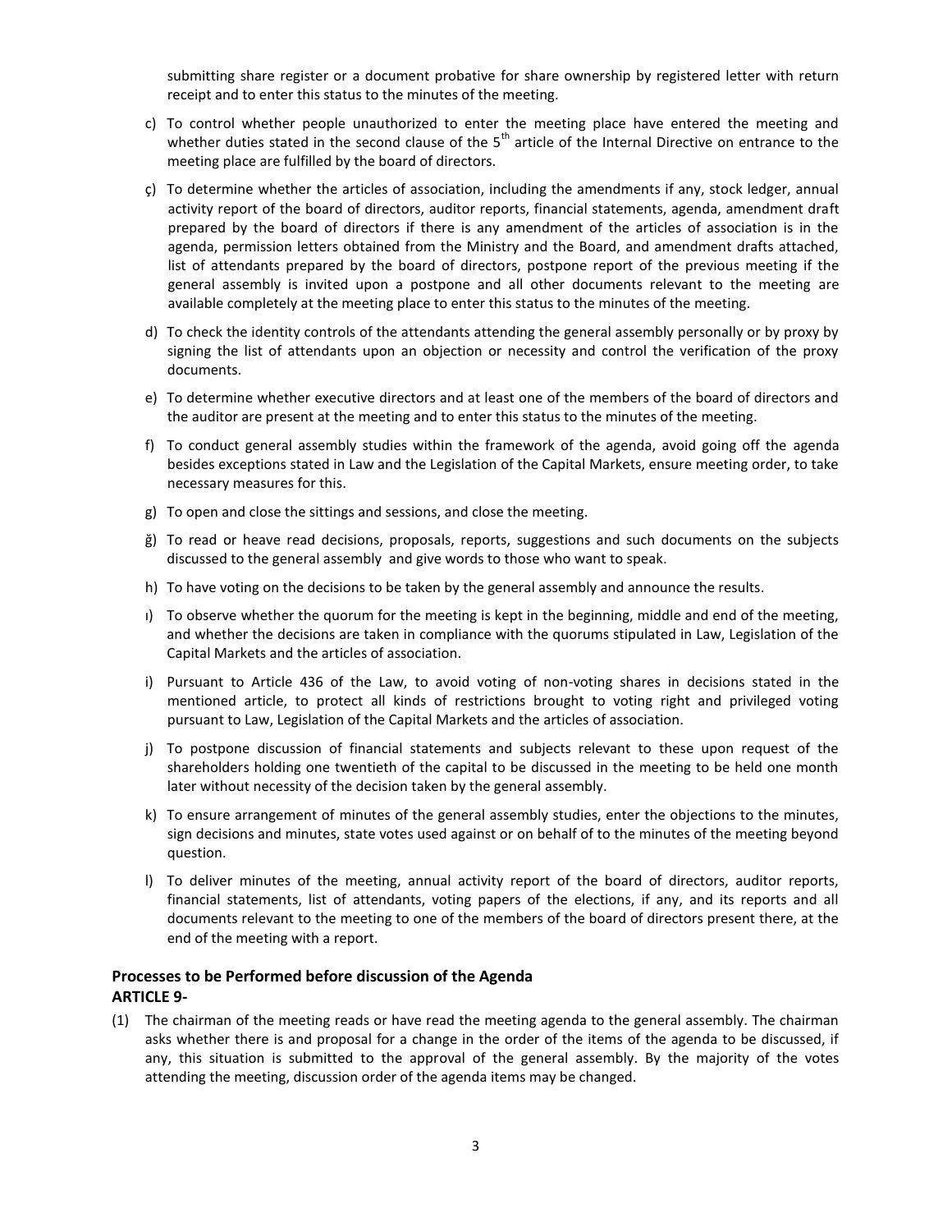submitting share register or a document probative for share ownership by registered letter with return receipt and to enter this status to the minutes of the meeting.

c) To control whether people unauthorized to enter the meeting place have entered the meeting and whether duties stated in the second clause of the 5th article of the Internal Directive on entrance to the meeting place are fulfilled by the board of directors.

ç) To determine whether the articles of association, including the amendments if any, stock ledger, annual activity report of the board of directors, auditor reports, financial statements, agenda, amendment draft prepared by the board of directors if there is any amendment of the articles of association is in the agenda, permission letters obtained from the Ministry and the Board, and amendment drafts attached, list of attendants prepared by the board of directors, postpone report of the previous meeting if the general assembly is invited upon a postpone and all other documents relevant to the meeting are available completely at the meeting place to enter this status to the minutes of the meeting.

d) To check the identity controls of the attendants attending the general assembly personally or by proxy by signing the list of attendants upon an objection or necessity and control the verification of the proxy documents.

e) To determine whether executive directors and at least one of the members of the board of directors and the auditor are present at the meeting and to enter this status to the minutes of the meeting.

f) To conduct general assembly studies within the framework of the agenda, avoid going off the agenda besides exceptions stated in Law and the Legislation of the Capital Markets, ensure meeting order, to take necessary measures for this.

g) To open and close the sittings and sessions, and close the meeting.

ğ) To read or heave read decisions, proposals, reports, suggestions and such documents on the subjects discussed to the general assembly and give words to those who want to speak.

h) To have voting on the decisions to be taken by the general assembly and announce the results.

ı) To observe whether the quorum for the meeting is kept in the beginning, middle and end of the meeting, and whether the decisions are taken in compliance with the quorums stipulated in Law, Legislation of the Capital Markets and the articles of association.

i) Pursuant to Article 436 of the Law, to avoid voting of non-voting shares in decisions stated in the mentioned article, to protect all kinds of restrictions brought to voting right and privileged voting pursuant to Law, Legislation of the Capital Markets and the articles of association.

j) To postpone discussion of financial statements and subjects relevant to these upon request of the shareholders holding one twentieth of the capital to be discussed in the meeting to be held one month later without necessity of the decision taken by the general assembly.

k) To ensure arrangement of minutes of the general assembly studies, enter the objections to the minutes, sign decisions and minutes, state votes used against or on behalf of to the minutes of the meeting beyond question.

l) To deliver minutes of the meeting, annual activity report of the board of directors, auditor reports, financial statements, list of attendants, voting papers of the elections, if any, and its reports and all documents relevant to the meeting to one of the members of the board of directors present there, at the end of the meeting with a report.

## Processes to be Performed before discussion of the Agenda
## ARTICLE 9-

(1) The chairman of the meeting reads or have read the meeting agenda to the general assembly. The chairman asks whether there is and proposal for a change in the order of the items of the agenda to be discussed, if any, this situation is submitted to the approval of the general assembly. By the majority of the votes attending the meeting, discussion order of the agenda items may be changed.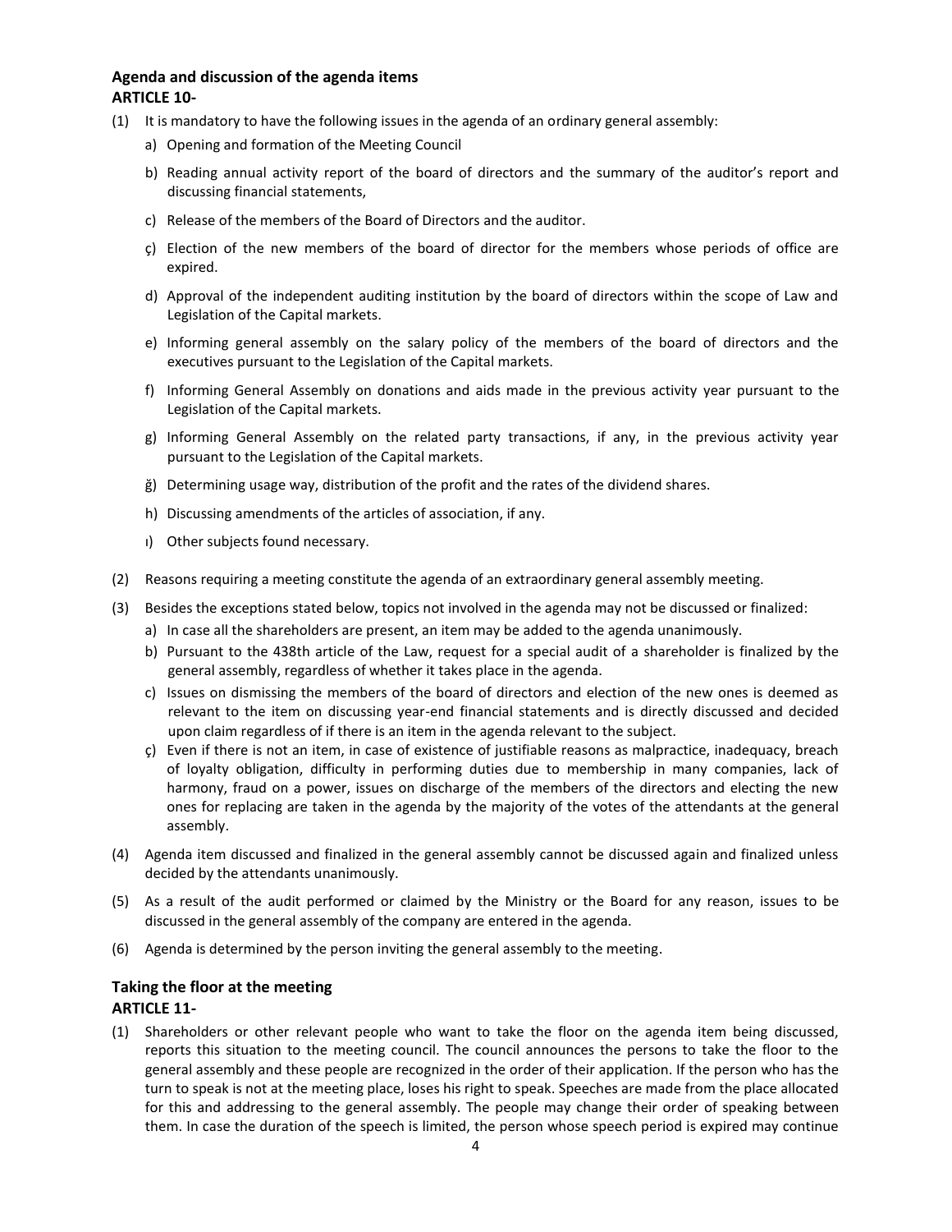### Agenda and discussion of the agenda items
### ARTICLE 10-

(1) It is mandatory to have the following issues in the agenda of an ordinary general assembly:

   a) Opening and formation of the Meeting Council

   b) Reading annual activity report of the board of directors and the summary of the auditor's report and discussing financial statements,

   c) Release of the members of the Board of Directors and the auditor.

   ç) Election of the new members of the board of director for the members whose periods of office are expired.

   d) Approval of the independent auditing institution by the board of directors within the scope of Law and Legislation of the Capital markets.

   e) Informing general assembly on the salary policy of the members of the board of directors and the executives pursuant to the Legislation of the Capital markets.

   f) Informing General Assembly on donations and aids made in the previous activity year pursuant to the Legislation of the Capital markets.

   g) Informing General Assembly on the related party transactions, if any, in the previous activity year pursuant to the Legislation of the Capital markets.

   ğ) Determining usage way, distribution of the profit and the rates of the dividend shares.

   h) Discussing amendments of the articles of association, if any.

   ı) Other subjects found necessary.

(2) Reasons requiring a meeting constitute the agenda of an extraordinary general assembly meeting.

(3) Besides the exceptions stated below, topics not involved in the agenda may not be discussed or finalized:

   a) In case all the shareholders are present, an item may be added to the agenda unanimously.

   b) Pursuant to the 438th article of the Law, request for a special audit of a shareholder is finalized by the general assembly, regardless of whether it takes place in the agenda.

   c) Issues on dismissing the members of the board of directors and election of the new ones is deemed as relevant to the item on discussing year-end financial statements and is directly discussed and decided upon claim regardless of if there is an item in the agenda relevant to the subject.

   ç) Even if there is not an item, in case of existence of justifiable reasons as malpractice, inadequacy, breach of loyalty obligation, difficulty in performing duties due to membership in many companies, lack of harmony, fraud on a power, issues on discharge of the members of the directors and electing the new ones for replacing are taken in the agenda by the majority of the votes of the attendants at the general assembly.

(4) Agenda item discussed and finalized in the general assembly cannot be discussed again and finalized unless decided by the attendants unanimously.

(5) As a result of the audit performed or claimed by the Ministry or the Board for any reason, issues to be discussed in the general assembly of the company are entered in the agenda.

(6) Agenda is determined by the person inviting the general assembly to the meeting.

### Taking the floor at the meeting
### ARTICLE 11-

(1) Shareholders or other relevant people who want to take the floor on the agenda item being discussed, reports this situation to the meeting council. The council announces the persons to take the floor to the general assembly and these people are recognized in the order of their application. If the person who has the turn to speak is not at the meeting place, loses his right to speak. Speeches are made from the place allocated for this and addressing to the general assembly. The people may change their order of speaking between them. In case the duration of the speech is limited, the person whose speech period is expired may continue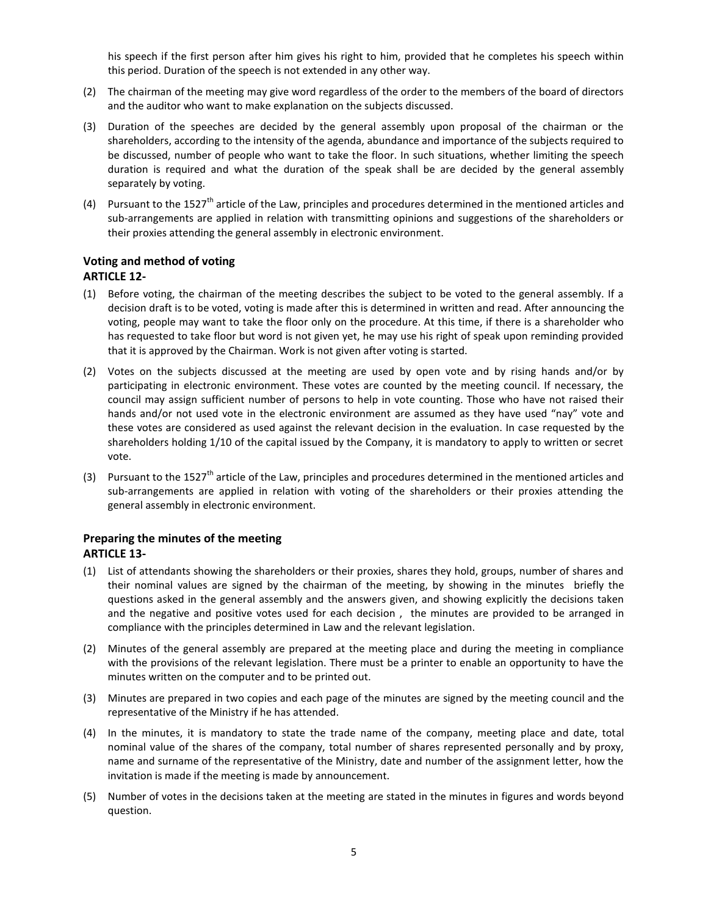his speech if the first person after him gives his right to him, provided that he completes his speech within this period. Duration of the speech is not extended in any other way.

(2) The chairman of the meeting may give word regardless of the order to the members of the board of directors and the auditor who want to make explanation on the subjects discussed.

(3) Duration of the speeches are decided by the general assembly upon proposal of the chairman or the shareholders, according to the intensity of the agenda, abundance and importance of the subjects required to be discussed, number of people who want to take the floor. In such situations, whether limiting the speech duration is required and what the duration of the speak shall be are decided by the general assembly separately by voting.

(4) Pursuant to the 1527th article of the Law, principles and procedures determined in the mentioned articles and sub-arrangements are applied in relation with transmitting opinions and suggestions of the shareholders or their proxies attending the general assembly in electronic environment.

**Voting and method of voting**
**ARTICLE 12-**

(1) Before voting, the chairman of the meeting describes the subject to be voted to the general assembly. If a decision draft is to be voted, voting is made after this is determined in written and read. After announcing the voting, people may want to take the floor only on the procedure. At this time, if there is a shareholder who has requested to take floor but word is not given yet, he may use his right of speak upon reminding provided that it is approved by the Chairman. Work is not given after voting is started.

(2) Votes on the subjects discussed at the meeting are used by open vote and by rising hands and/or by participating in electronic environment. These votes are counted by the meeting council. If necessary, the council may assign sufficient number of persons to help in vote counting. Those who have not raised their hands and/or not used vote in the electronic environment are assumed as they have used "nay" vote and these votes are considered as used against the relevant decision in the evaluation. In case requested by the shareholders holding 1/10 of the capital issued by the Company, it is mandatory to apply to written or secret vote.

(3) Pursuant to the 1527th article of the Law, principles and procedures determined in the mentioned articles and sub-arrangements are applied in relation with voting of the shareholders or their proxies attending the general assembly in electronic environment.

**Preparing the minutes of the meeting**
**ARTICLE 13-**

(1) List of attendants showing the shareholders or their proxies, shares they hold, groups, number of shares and their nominal values are signed by the chairman of the meeting, by showing in the minutes briefly the questions asked in the general assembly and the answers given, and showing explicitly the decisions taken and the negative and positive votes used for each decision , the minutes are provided to be arranged in compliance with the principles determined in Law and the relevant legislation.

(2) Minutes of the general assembly are prepared at the meeting place and during the meeting in compliance with the provisions of the relevant legislation. There must be a printer to enable an opportunity to have the minutes written on the computer and to be printed out.

(3) Minutes are prepared in two copies and each page of the minutes are signed by the meeting council and the representative of the Ministry if he has attended.

(4) In the minutes, it is mandatory to state the trade name of the company, meeting place and date, total nominal value of the shares of the company, total number of shares represented personally and by proxy, name and surname of the representative of the Ministry, date and number of the assignment letter, how the invitation is made if the meeting is made by announcement.

(5) Number of votes in the decisions taken at the meeting are stated in the minutes in figures and words beyond question.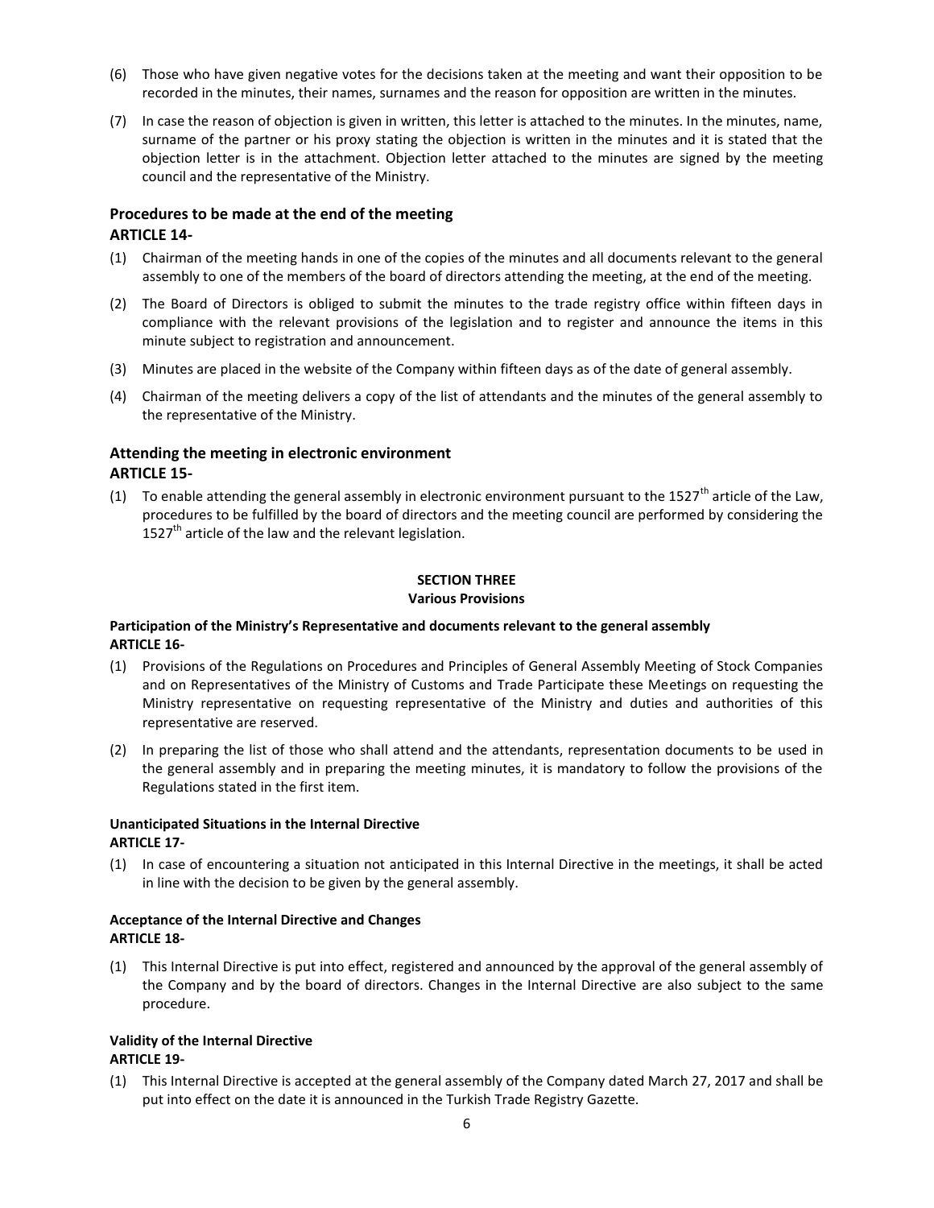(6) Those who have given negative votes for the decisions taken at the meeting and want their opposition to be recorded in the minutes, their names, surnames and the reason for opposition are written in the minutes.

(7) In case the reason of objection is given in written, this letter is attached to the minutes. In the minutes, name, surname of the partner or his proxy stating the objection is written in the minutes and it is stated that the objection letter is in the attachment. Objection letter attached to the minutes are signed by the meeting council and the representative of the Ministry.

### Procedures to be made at the end of the meeting

**ARTICLE 14-**

(1) Chairman of the meeting hands in one of the copies of the minutes and all documents relevant to the general assembly to one of the members of the board of directors attending the meeting, at the end of the meeting.

(2) The Board of Directors is obliged to submit the minutes to the trade registry office within fifteen days in compliance with the relevant provisions of the legislation and to register and announce the items in this minute subject to registration and announcement.

(3) Minutes are placed in the website of the Company within fifteen days as of the date of general assembly.

(4) Chairman of the meeting delivers a copy of the list of attendants and the minutes of the general assembly to the representative of the Ministry.

### Attending the meeting in electronic environment

**ARTICLE 15-**

(1) To enable attending the general assembly in electronic environment pursuant to the 1527th article of the Law, procedures to be fulfilled by the board of directors and the meeting council are performed by considering the 1527th article of the law and the relevant legislation.

## SECTION THREE

## Various Provisions

**Participation of the Ministry's Representative and documents relevant to the general assembly**

**ARTICLE 16-**

(1) Provisions of the Regulations on Procedures and Principles of General Assembly Meeting of Stock Companies and on Representatives of the Ministry of Customs and Trade Participate these Meetings on requesting the Ministry representative on requesting representative of the Ministry and duties and authorities of this representative are reserved.

(2) In preparing the list of those who shall attend and the attendants, representation documents to be used in the general assembly and in preparing the meeting minutes, it is mandatory to follow the provisions of the Regulations stated in the first item.

**Unanticipated Situations in the Internal Directive**

**ARTICLE 17-**

(1) In case of encountering a situation not anticipated in this Internal Directive in the meetings, it shall be acted in line with the decision to be given by the general assembly.

**Acceptance of the Internal Directive and Changes**

**ARTICLE 18-**

(1) This Internal Directive is put into effect, registered and announced by the approval of the general assembly of the Company and by the board of directors. Changes in the Internal Directive are also subject to the same procedure.

**Validity of the Internal Directive**

**ARTICLE 19-**

(1) This Internal Directive is accepted at the general assembly of the Company dated March 27, 2017 and shall be put into effect on the date it is announced in the Turkish Trade Registry Gazette.